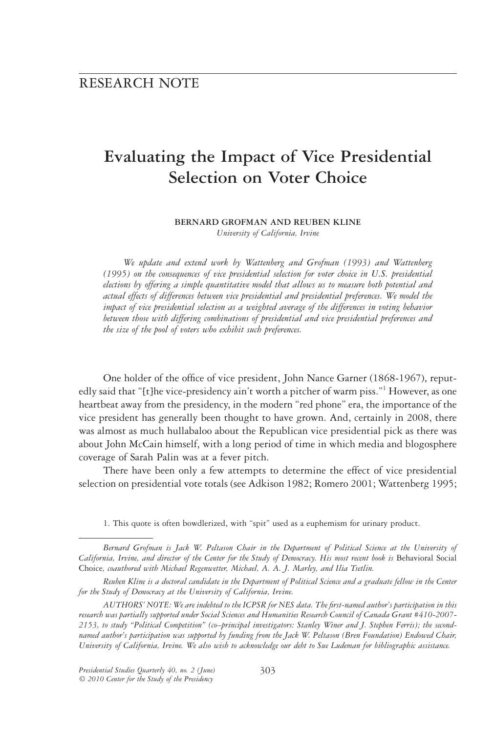RESEARCH NOTE

# Evaluating the Impact of Vice Presidential Selection on Voter Choice

**BERNARD GROFMAN AND REUBEN KLINE**
*University of California, Irvine*

*We update and extend work by Wattenberg and Grofman (1993) and Wattenberg (1995) on the consequences of vice presidential selection for voter choice in U.S. presidential elections by offering a simple quantitative model that allows us to measure both potential and actual effects of differences between vice presidential and presidential preferences. We model the impact of vice presidential selection as a weighted average of the differences in voting behavior between those with differing combinations of presidential and vice presidential preferences and the size of the pool of voters who exhibit such preferences.*

One holder of the office of vice president, John Nance Garner (1868-1967), reputedly said that "[t]he vice-presidency ain't worth a pitcher of warm piss."[1] However, as one heartbeat away from the presidency, in the modern "red phone" era, the importance of the vice president has generally been thought to have grown. And, certainly in 2008, there was almost as much hullabaloo about the Republican vice presidential pick as there was about John McCain himself, with a long period of time in which media and blogosphere coverage of Sarah Palin was at a fever pitch.

There have been only a few attempts to determine the effect of vice presidential selection on presidential vote totals (see Adkison 1982; Romero 2001; Wattenberg 1995;

1. This quote is often bowdlerized, with "spit" used as a euphemism for urinary product.

*Bernard Grofman is Jack W. Peltason Chair in the Department of Political Science at the University of California, Irvine, and director of the Center for the Study of Democracy. His most recent book is* Behavioral Social Choice*, coauthored with Michael Regenwetter, Michael, A. A. J. Marley, and Ilia Tsetlin.*

*Reuben Kline is a doctoral candidate in the Department of Political Science and a graduate fellow in the Center for the Study of Democracy at the University of California, Irvine.*

*AUTHORS' NOTE: We are indebted to the ICPSR for NES data. The first-named author's participation in this research was partially supported under Social Sciences and Humanities Research Council of Canada Grant #410-2007-2153, to study "Political Competition" (co–principal investigators: Stanley Winer and J. Stephen Ferris); the second-named author's participation was supported by funding from the Jack W. Peltason (Bren Foundation) Endowed Chair, University of California, Irvine. We also wish to acknowledge our debt to Sue Ludeman for bibliographic assistance.*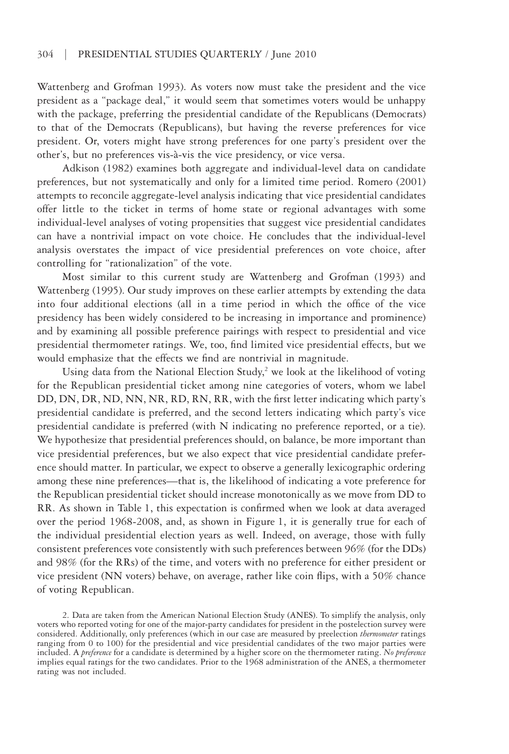Wattenberg and Grofman 1993). As voters now must take the president and the vice president as a "package deal," it would seem that sometimes voters would be unhappy with the package, preferring the presidential candidate of the Republicans (Democrats) to that of the Democrats (Republicans), but having the reverse preferences for vice president. Or, voters might have strong preferences for one party's president over the other's, but no preferences vis-à-vis the vice presidency, or vice versa.

Adkison (1982) examines both aggregate and individual-level data on candidate preferences, but not systematically and only for a limited time period. Romero (2001) attempts to reconcile aggregate-level analysis indicating that vice presidential candidates offer little to the ticket in terms of home state or regional advantages with some individual-level analyses of voting propensities that suggest vice presidential candidates can have a nontrivial impact on vote choice. He concludes that the individual-level analysis overstates the impact of vice presidential preferences on vote choice, after controlling for "rationalization" of the vote.

Most similar to this current study are Wattenberg and Grofman (1993) and Wattenberg (1995). Our study improves on these earlier attempts by extending the data into four additional elections (all in a time period in which the office of the vice presidency has been widely considered to be increasing in importance and prominence) and by examining all possible preference pairings with respect to presidential and vice presidential thermometer ratings. We, too, find limited vice presidential effects, but we would emphasize that the effects we find are nontrivial in magnitude.

Using data from the National Election Study,[2] we look at the likelihood of voting for the Republican presidential ticket among nine categories of voters, whom we label DD, DN, DR, ND, NN, NR, RD, RN, RR, with the first letter indicating which party's presidential candidate is preferred, and the second letters indicating which party's vice presidential candidate is preferred (with N indicating no preference reported, or a tie). We hypothesize that presidential preferences should, on balance, be more important than vice presidential preferences, but we also expect that vice presidential candidate preference should matter. In particular, we expect to observe a generally lexicographic ordering among these nine preferences—that is, the likelihood of indicating a vote preference for the Republican presidential ticket should increase monotonically as we move from DD to RR. As shown in Table 1, this expectation is confirmed when we look at data averaged over the period 1968-2008, and, as shown in Figure 1, it is generally true for each of the individual presidential election years as well. Indeed, on average, those with fully consistent preferences vote consistently with such preferences between 96% (for the DDs) and 98% (for the RRs) of the time, and voters with no preference for either president or vice president (NN voters) behave, on average, rather like coin flips, with a 50% chance of voting Republican.

2. Data are taken from the American National Election Study (ANES). To simplify the analysis, only voters who reported voting for one of the major-party candidates for president in the postelection survey were considered. Additionally, only preferences (which in our case are measured by preelection *thermometer* ratings ranging from 0 to 100) for the presidential and vice presidential candidates of the two major parties were included. A *preference* for a candidate is determined by a higher score on the thermometer rating. *No preference* implies equal ratings for the two candidates. Prior to the 1968 administration of the ANES, a thermometer rating was not included.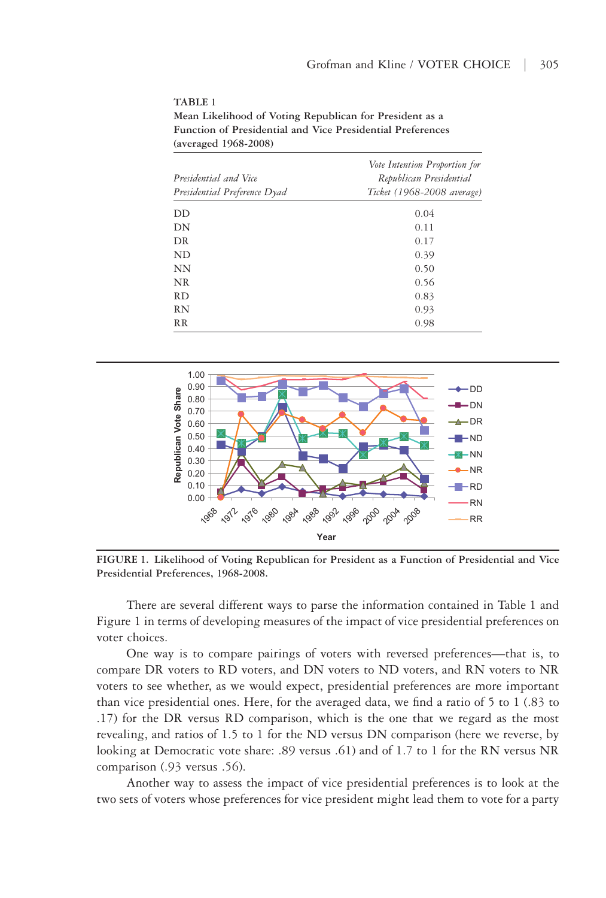**TABLE 1**
**Mean Likelihood of Voting Republican for President as a Function of Presidential and Vice Presidential Preferences (averaged 1968-2008)**

| *Presidential and Vice Presidential Preference Dyad* | *Vote Intention Proportion for Republican Presidential Ticket (1968-2008 average)* |
|---|---|
| DD | 0.04 |
| DN | 0.11 |
| DR | 0.17 |
| ND | 0.39 |
| NN | 0.50 |
| NR | 0.56 |
| RD | 0.83 |
| RN | 0.93 |
| RR | 0.98 |

**FIGURE 1. Likelihood of Voting Republican for President as a Function of Presidential and Vice Presidential Preferences, 1968-2008.**

There are several different ways to parse the information contained in Table 1 and Figure 1 in terms of developing measures of the impact of vice presidential preferences on voter choices.

One way is to compare pairings of voters with reversed preferences—that is, to compare DR voters to RD voters, and DN voters to ND voters, and RN voters to NR voters to see whether, as we would expect, presidential preferences are more important than vice presidential ones. Here, for the averaged data, we find a ratio of 5 to 1 (.83 to .17) for the DR versus RD comparison, which is the one that we regard as the most revealing, and ratios of 1.5 to 1 for the ND versus DN comparison (here we reverse, by looking at Democratic vote share: .89 versus .61) and of 1.7 to 1 for the RN versus NR comparison (.93 versus .56).

Another way to assess the impact of vice presidential preferences is to look at the two sets of voters whose preferences for vice president might lead them to vote for a party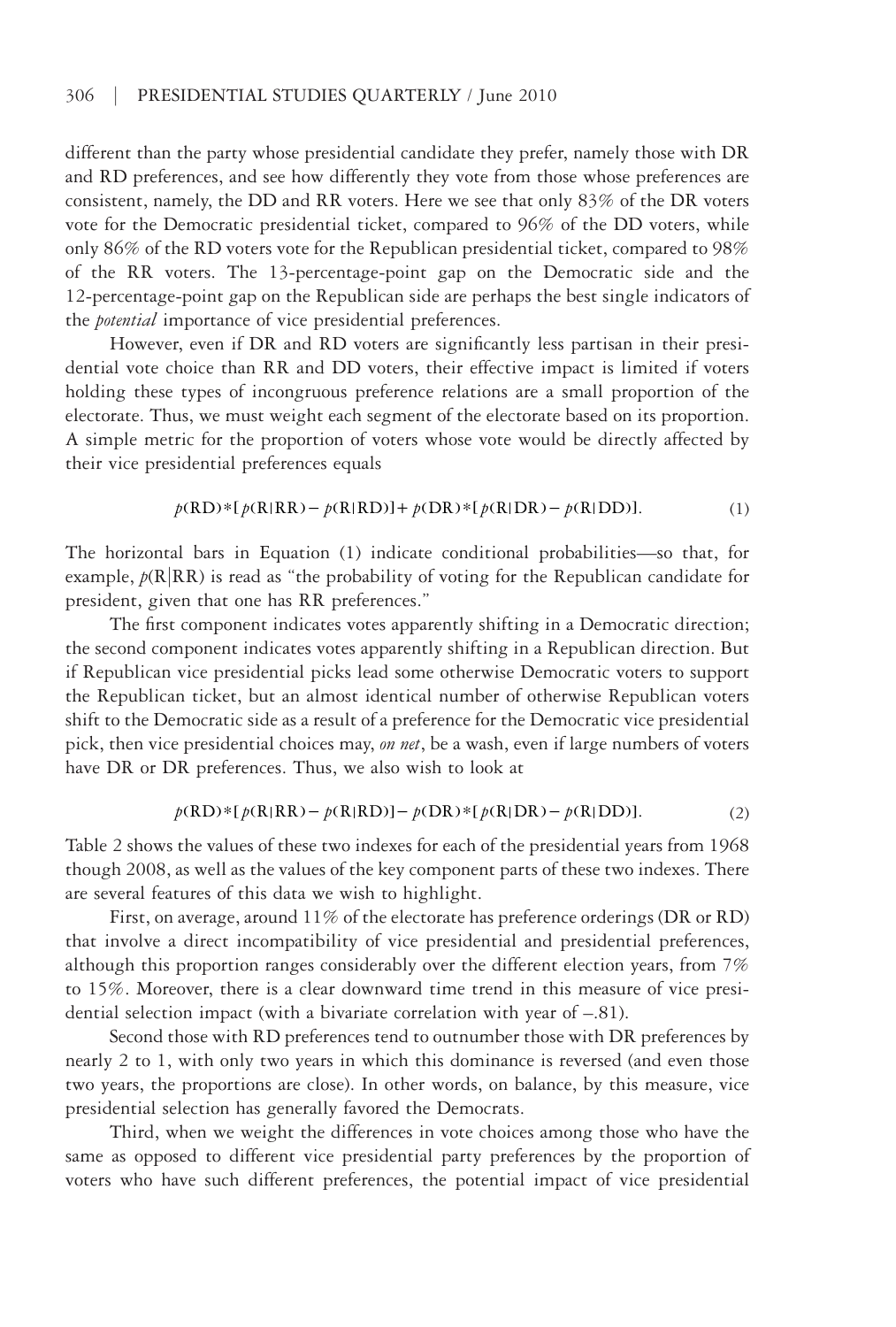different than the party whose presidential candidate they prefer, namely those with DR and RD preferences, and see how differently they vote from those whose preferences are consistent, namely, the DD and RR voters. Here we see that only 83% of the DR voters vote for the Democratic presidential ticket, compared to 96% of the DD voters, while only 86% of the RD voters vote for the Republican presidential ticket, compared to 98% of the RR voters. The 13-percentage-point gap on the Democratic side and the 12-percentage-point gap on the Republican side are perhaps the best single indicators of the *potential* importance of vice presidential preferences.

However, even if DR and RD voters are significantly less partisan in their presidential vote choice than RR and DD voters, their effective impact is limited if voters holding these types of incongruous preference relations are a small proportion of the electorate. Thus, we must weight each segment of the electorate based on its proportion. A simple metric for the proportion of voters whose vote would be directly affected by their vice presidential preferences equals

$$p(\text{RD})*[p(\text{R}|\text{RR}) - p(\text{R}|\text{RD})] + p(\text{DR})*[p(\text{R}|\text{DR}) - p(\text{R}|\text{DD})]. \quad (1)$$

The horizontal bars in Equation (1) indicate conditional probabilities—so that, for example, $p(\text{R}|\text{RR})$ is read as "the probability of voting for the Republican candidate for president, given that one has RR preferences."

The first component indicates votes apparently shifting in a Democratic direction; the second component indicates votes apparently shifting in a Republican direction. But if Republican vice presidential picks lead some otherwise Democratic voters to support the Republican ticket, but an almost identical number of otherwise Republican voters shift to the Democratic side as a result of a preference for the Democratic vice presidential pick, then vice presidential choices may, *on net*, be a wash, even if large numbers of voters have DR or DR preferences. Thus, we also wish to look at

$$p(\text{RD})*[p(\text{R}|\text{RR}) - p(\text{R}|\text{RD})] - p(\text{DR})*[p(\text{R}|\text{DR}) - p(\text{R}|\text{DD})]. \quad (2)$$

Table 2 shows the values of these two indexes for each of the presidential years from 1968 though 2008, as well as the values of the key component parts of these two indexes. There are several features of this data we wish to highlight.

First, on average, around 11% of the electorate has preference orderings (DR or RD) that involve a direct incompatibility of vice presidential and presidential preferences, although this proportion ranges considerably over the different election years, from 7% to 15%. Moreover, there is a clear downward time trend in this measure of vice presidential selection impact (with a bivariate correlation with year of –.81).

Second those with RD preferences tend to outnumber those with DR preferences by nearly 2 to 1, with only two years in which this dominance is reversed (and even those two years, the proportions are close). In other words, on balance, by this measure, vice presidential selection has generally favored the Democrats.

Third, when we weight the differences in vote choices among those who have the same as opposed to different vice presidential party preferences by the proportion of voters who have such different preferences, the potential impact of vice presidential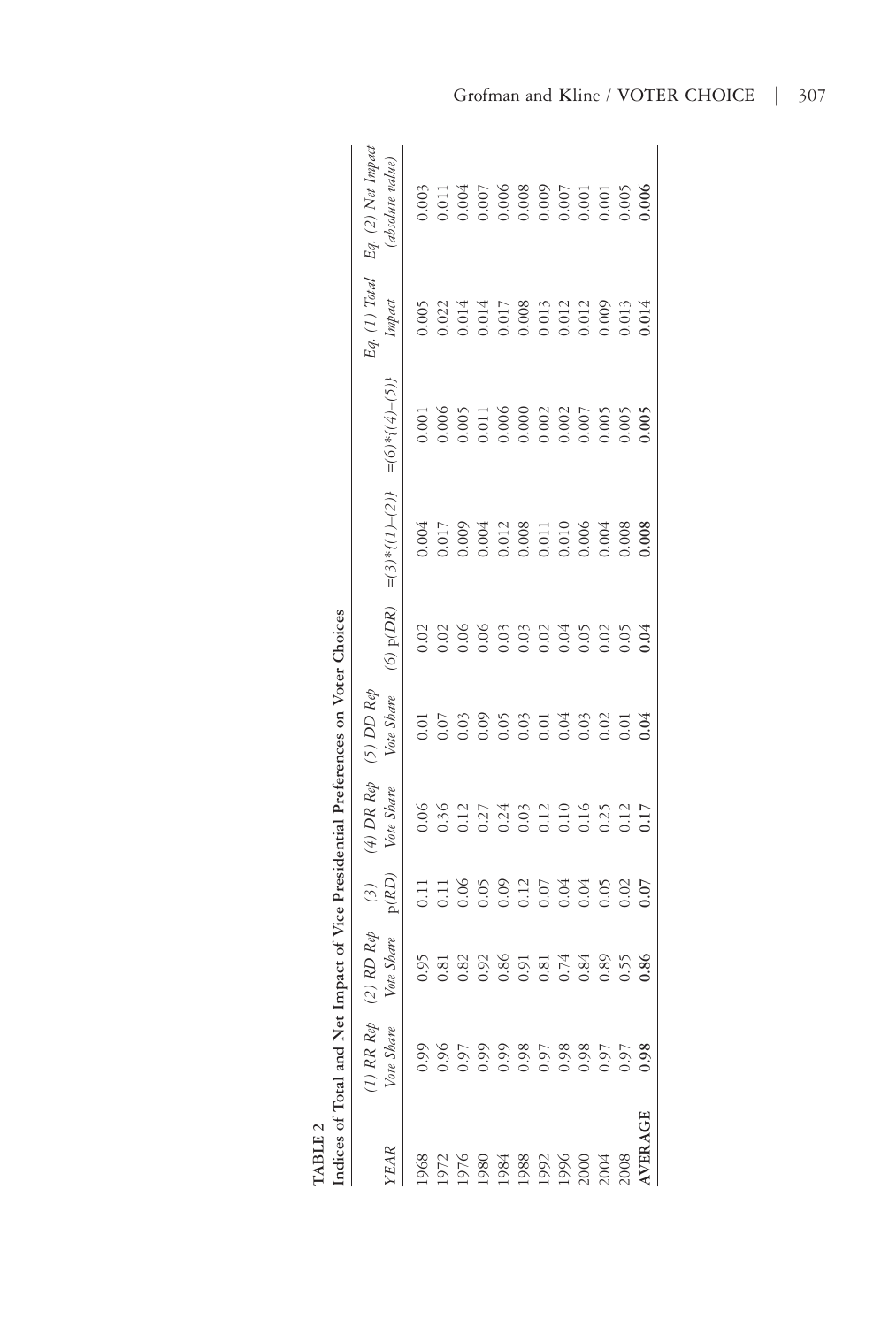**TABLE 2**

**Indices of Total and Net Impact of Vice Presidential Preferences on Voter Choices**

| YEAR | (1) RR Rep Vote Share | (2) RD Rep Vote Share | (3) p(RD) | (4) DR Rep Vote Share | (5) DD Rep Vote Share | (6) p(DR) | =(3)*{(1)–(2)} | =(6)*{(4)–(5)} | Eq. (1) Total Impact | Eq. (2) Net Impact (absolute value) |
|---|---|---|---|---|---|---|---|---|---|---|
| 1968 | 0.99 | 0.95 | 0.11 | 0.06 | 0.01 | 0.02 | 0.004 | 0.001 | 0.005 | 0.003 |
| 1972 | 0.96 | 0.81 | 0.11 | 0.36 | 0.07 | 0.02 | 0.017 | 0.006 | 0.022 | 0.011 |
| 1976 | 0.97 | 0.82 | 0.06 | 0.12 | 0.03 | 0.06 | 0.009 | 0.005 | 0.014 | 0.004 |
| 1980 | 0.99 | 0.92 | 0.05 | 0.27 | 0.09 | 0.06 | 0.004 | 0.011 | 0.014 | 0.007 |
| 1984 | 0.99 | 0.86 | 0.09 | 0.24 | 0.05 | 0.03 | 0.012 | 0.006 | 0.017 | 0.006 |
| 1988 | 0.98 | 0.91 | 0.12 | 0.03 | 0.03 | 0.03 | 0.008 | 0.000 | 0.008 | 0.008 |
| 1992 | 0.97 | 0.81 | 0.07 | 0.12 | 0.01 | 0.02 | 0.011 | 0.002 | 0.013 | 0.009 |
| 1996 | 0.98 | 0.74 | 0.04 | 0.10 | 0.04 | 0.04 | 0.010 | 0.002 | 0.012 | 0.007 |
| 2000 | 0.98 | 0.84 | 0.04 | 0.16 | 0.03 | 0.05 | 0.006 | 0.007 | 0.012 | 0.001 |
| 2004 | 0.97 | 0.89 | 0.05 | 0.25 | 0.02 | 0.02 | 0.004 | 0.005 | 0.009 | 0.001 |
| 2008 | 0.97 | 0.55 | 0.02 | 0.12 | 0.01 | 0.05 | 0.008 | 0.005 | 0.013 | 0.005 |
| **AVERAGE** | **0.98** | **0.86** | **0.07** | **0.17** | **0.04** | **0.04** | **0.008** | **0.005** | **0.014** | **0.006** |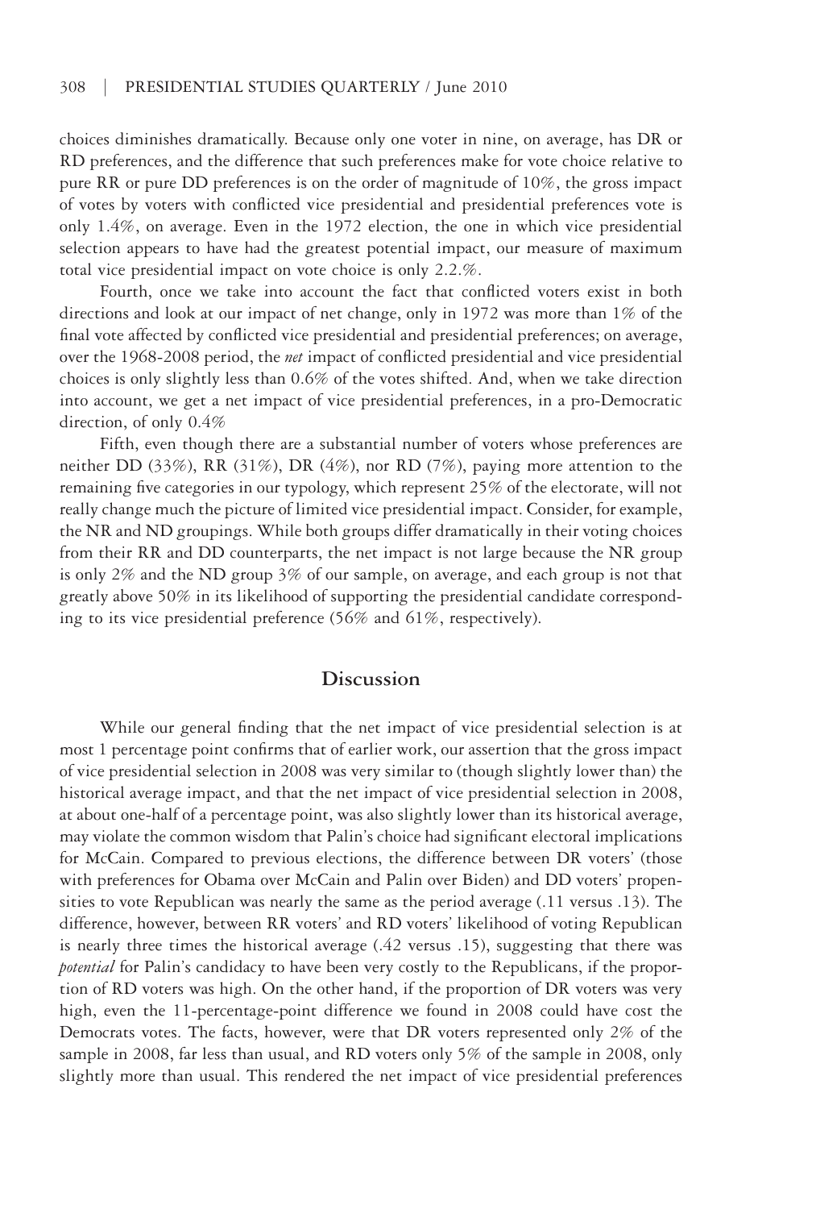choices diminishes dramatically. Because only one voter in nine, on average, has DR or RD preferences, and the difference that such preferences make for vote choice relative to pure RR or pure DD preferences is on the order of magnitude of 10%, the gross impact of votes by voters with conflicted vice presidential and presidential preferences vote is only 1.4%, on average. Even in the 1972 election, the one in which vice presidential selection appears to have had the greatest potential impact, our measure of maximum total vice presidential impact on vote choice is only 2.2.%.

Fourth, once we take into account the fact that conflicted voters exist in both directions and look at our impact of net change, only in 1972 was more than 1% of the final vote affected by conflicted vice presidential and presidential preferences; on average, over the 1968-2008 period, the *net* impact of conflicted presidential and vice presidential choices is only slightly less than 0.6% of the votes shifted. And, when we take direction into account, we get a net impact of vice presidential preferences, in a pro-Democratic direction, of only 0.4%

Fifth, even though there are a substantial number of voters whose preferences are neither DD (33%), RR (31%), DR (4%), nor RD (7%), paying more attention to the remaining five categories in our typology, which represent 25% of the electorate, will not really change much the picture of limited vice presidential impact. Consider, for example, the NR and ND groupings. While both groups differ dramatically in their voting choices from their RR and DD counterparts, the net impact is not large because the NR group is only 2% and the ND group 3% of our sample, on average, and each group is not that greatly above 50% in its likelihood of supporting the presidential candidate corresponding to its vice presidential preference (56% and 61%, respectively).

## Discussion

While our general finding that the net impact of vice presidential selection is at most 1 percentage point confirms that of earlier work, our assertion that the gross impact of vice presidential selection in 2008 was very similar to (though slightly lower than) the historical average impact, and that the net impact of vice presidential selection in 2008, at about one-half of a percentage point, was also slightly lower than its historical average, may violate the common wisdom that Palin's choice had significant electoral implications for McCain. Compared to previous elections, the difference between DR voters' (those with preferences for Obama over McCain and Palin over Biden) and DD voters' propensities to vote Republican was nearly the same as the period average (.11 versus .13). The difference, however, between RR voters' and RD voters' likelihood of voting Republican is nearly three times the historical average (.42 versus .15), suggesting that there was *potential* for Palin's candidacy to have been very costly to the Republicans, if the proportion of RD voters was high. On the other hand, if the proportion of DR voters was very high, even the 11-percentage-point difference we found in 2008 could have cost the Democrats votes. The facts, however, were that DR voters represented only 2% of the sample in 2008, far less than usual, and RD voters only 5% of the sample in 2008, only slightly more than usual. This rendered the net impact of vice presidential preferences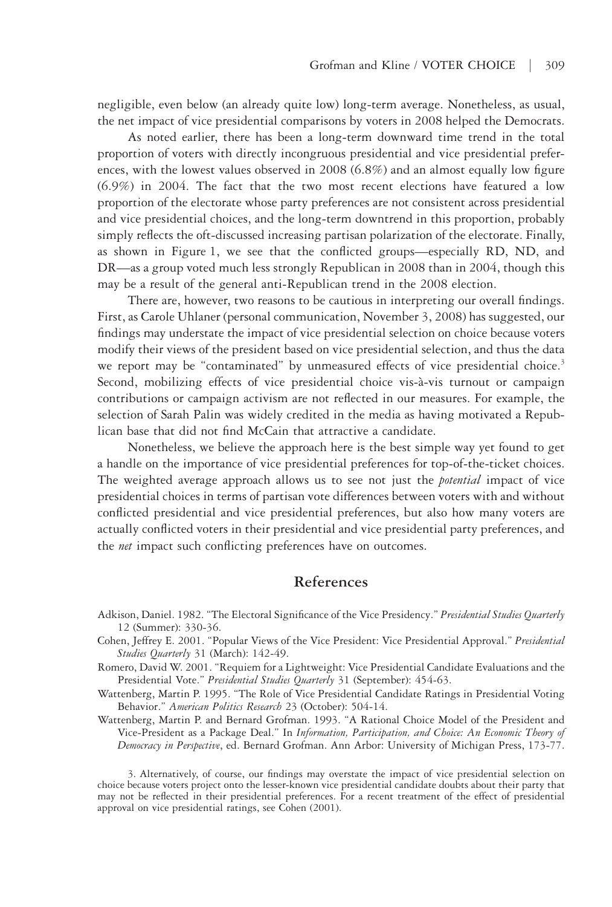negligible, even below (an already quite low) long-term average. Nonetheless, as usual, the net impact of vice presidential comparisons by voters in 2008 helped the Democrats.

As noted earlier, there has been a long-term downward time trend in the total proportion of voters with directly incongruous presidential and vice presidential preferences, with the lowest values observed in 2008 (6.8%) and an almost equally low figure (6.9%) in 2004. The fact that the two most recent elections have featured a low proportion of the electorate whose party preferences are not consistent across presidential and vice presidential choices, and the long-term downtrend in this proportion, probably simply reflects the oft-discussed increasing partisan polarization of the electorate. Finally, as shown in Figure 1, we see that the conflicted groups—especially RD, ND, and DR—as a group voted much less strongly Republican in 2008 than in 2004, though this may be a result of the general anti-Republican trend in the 2008 election.

There are, however, two reasons to be cautious in interpreting our overall findings. First, as Carole Uhlaner (personal communication, November 3, 2008) has suggested, our findings may understate the impact of vice presidential selection on choice because voters modify their views of the president based on vice presidential selection, and thus the data we report may be "contaminated" by unmeasured effects of vice presidential choice.[3] Second, mobilizing effects of vice presidential choice vis-à-vis turnout or campaign contributions or campaign activism are not reflected in our measures. For example, the selection of Sarah Palin was widely credited in the media as having motivated a Republican base that did not find McCain that attractive a candidate.

Nonetheless, we believe the approach here is the best simple way yet found to get a handle on the importance of vice presidential preferences for top-of-the-ticket choices. The weighted average approach allows us to see not just the *potential* impact of vice presidential choices in terms of partisan vote differences between voters with and without conflicted presidential and vice presidential preferences, but also how many voters are actually conflicted voters in their presidential and vice presidential party preferences, and the *net* impact such conflicting preferences have on outcomes.

## References

Adkison, Daniel. 1982. "The Electoral Significance of the Vice Presidency." *Presidential Studies Quarterly* 12 (Summer): 330-36.

Cohen, Jeffrey E. 2001. "Popular Views of the Vice President: Vice Presidential Approval." *Presidential Studies Quarterly* 31 (March): 142-49.

Romero, David W. 2001. "Requiem for a Lightweight: Vice Presidential Candidate Evaluations and the Presidential Vote." *Presidential Studies Quarterly* 31 (September): 454-63.

Wattenberg, Martin P. 1995. "The Role of Vice Presidential Candidate Ratings in Presidential Voting Behavior." *American Politics Research* 23 (October): 504-14.

Wattenberg, Martin P. and Bernard Grofman. 1993. "A Rational Choice Model of the President and Vice-President as a Package Deal." In *Information, Participation, and Choice: An Economic Theory of Democracy in Perspective*, ed. Bernard Grofman. Ann Arbor: University of Michigan Press, 173-77.

3. Alternatively, of course, our findings may overstate the impact of vice presidential selection on choice because voters project onto the lesser-known vice presidential candidate doubts about their party that may not be reflected in their presidential preferences. For a recent treatment of the effect of presidential approval on vice presidential ratings, see Cohen (2001).